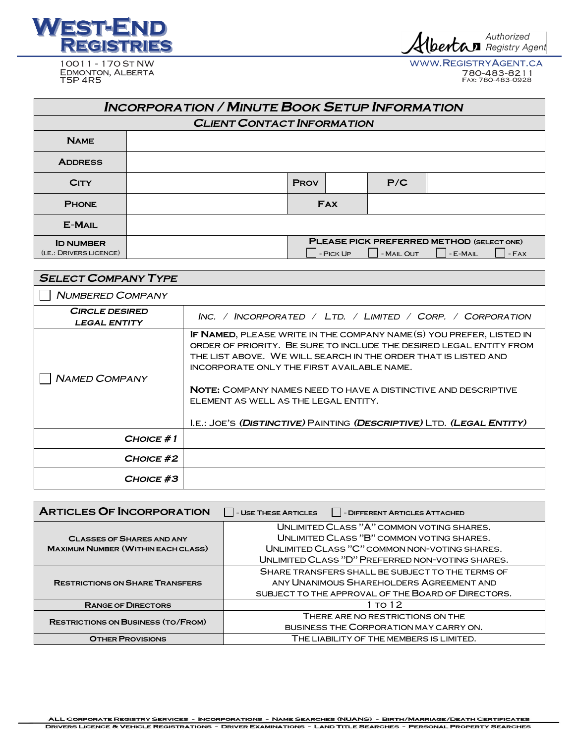**WEST-END REGISTRIES**

10011 - 170 ST NW
EDMONTON, ALBERTA
T5P 4R5

Alberta Authorized Registry Agent
WWW.REGISTRYAGENT.CA
780-483-8211
FAX: 780-483-0928

# INCORPORATION / MINUTE BOOK SETUP INFORMATION

## CLIENT CONTACT INFORMATION

| | | | | | |
|---|---|---|---|---|---|
| **NAME** | | | | | |
| **ADDRESS** | | | | | |
| **CITY** | | **PROV** | | **P/C** | |
| **PHONE** | | **FAX** | | | |
| **E-MAIL** | | | | | |
| **ID NUMBER** (I.E.: DRIVERS LICENCE) | | **PLEASE PICK PREFERRED METHOD (SELECT ONE)** ☐ - PICK UP ☐ - MAIL OUT ☐ - E-MAIL ☐ - FAX | | | |

## SELECT COMPANY TYPE

| | |
|---|---|
| ☐ *NUMBERED COMPANY* | |
| ***CIRCLE DESIRED LEGAL ENTITY*** | *INC. / INCORPORATED / LTD. / LIMITED / CORP. / CORPORATION* |
| ☐ *NAMED COMPANY* | **IF NAMED**, PLEASE WRITE IN THE COMPANY NAME(S) YOU PREFER, LISTED IN ORDER OF PRIORITY. BE SURE TO INCLUDE THE DESIRED LEGAL ENTITY FROM THE LIST ABOVE. WE WILL SEARCH IN THE ORDER THAT IS LISTED AND INCORPORATE ONLY THE FIRST AVAILABLE NAME.<br><br>**NOTE:** COMPANY NAMES NEED TO HAVE A DISTINCTIVE AND DESCRIPTIVE ELEMENT AS WELL AS THE LEGAL ENTITY.<br><br>I.E.: JOE'S ***(DISTINCTIVE)*** PAINTING ***(DESCRIPTIVE)*** LTD. ***(LEGAL ENTITY)*** |
| ***CHOICE #1*** | |
| ***CHOICE #2*** | |
| ***CHOICE #3*** | |

## ARTICLES OF INCORPORATION

☐ - USE THESE ARTICLES ☐ - DIFFERENT ARTICLES ATTACHED

| | |
|---|---|
| **CLASSES OF SHARES AND ANY MAXIMUM NUMBER (WITHIN EACH CLASS)** | UNLIMITED CLASS "A" COMMON VOTING SHARES.<br>UNLIMITED CLASS "B" COMMON VOTING SHARES.<br>UNLIMITED CLASS "C" COMMON NON-VOTING SHARES.<br>UNLIMITED CLASS "D" PREFERRED NON-VOTING SHARES. |
| **RESTRICTIONS ON SHARE TRANSFERS** | SHARE TRANSFERS SHALL BE SUBJECT TO THE TERMS OF ANY UNANIMOUS SHAREHOLDERS AGREEMENT AND SUBJECT TO THE APPROVAL OF THE BOARD OF DIRECTORS. |
| **RANGE OF DIRECTORS** | 1 TO 12 |
| **RESTRICTIONS ON BUSINESS (TO/FROM)** | THERE ARE NO RESTRICTIONS ON THE BUSINESS THE CORPORATION MAY CARRY ON. |
| **OTHER PROVISIONS** | THE LIABILITY OF THE MEMBERS IS LIMITED. |

ALL CORPORATE REGISTRY SERVICES - INCORPORATIONS - NAME SEARCHES (NUANS) - BIRTH/MARRIAGE/DEATH CERTIFICATES
DRIVERS LICENCE & VEHICLE REGISTRATIONS - DRIVER EXAMINATIONS - LAND TITLE SEARCHES - PERSONAL PROPERTY SEARCHES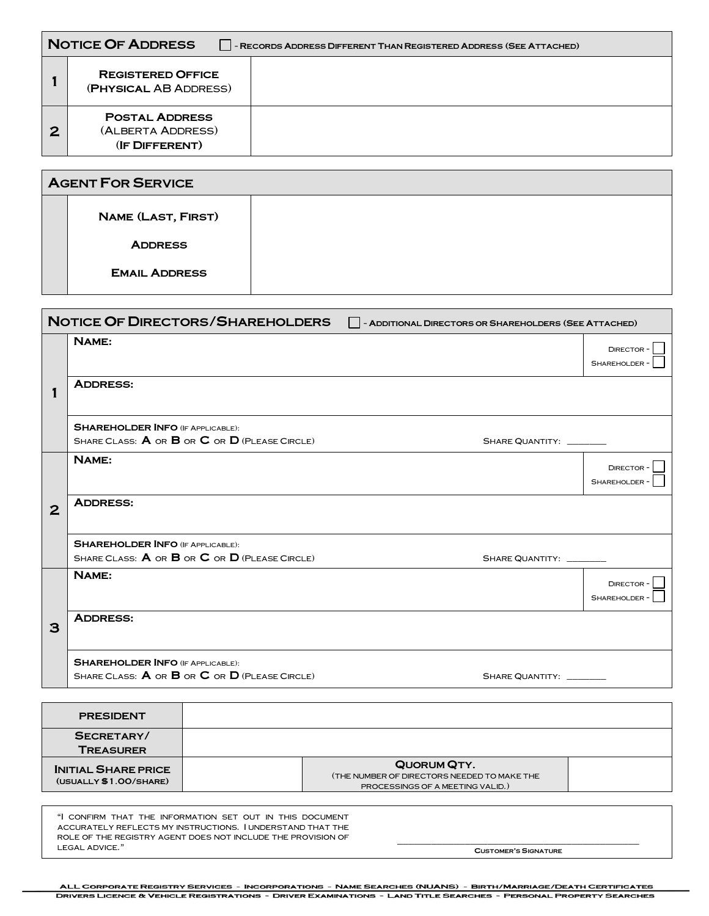| Notice Of Address ☐ - Records Address Different Than Registered Address (See Attached) | | |
|---|---|---|
| 1 | **Registered Office** (**Physical** AB Address) | |
| 2 | **Postal Address** (Alberta Address) (**If Different**) | |

| Agent For Service | |
|---|---|
| **Name (Last, First)** | |
| **Address** | |
| **Email Address** | |

| Notice Of Directors/Shareholders ☐ - Additional Directors or Shareholders (See Attached) | | |
|---|---|---|
| 1 | **Name:** | Director - ☐ Shareholder - ☐ |
| | **Address:** | |
| | **Shareholder Info** (If Applicable): Share Class: **A** or **B** or **C** or **D** (Please Circle) | Share Quantity: ________ |
| 2 | **Name:** | Director - ☐ Shareholder - ☐ |
| | **Address:** | |
| | **Shareholder Info** (If Applicable): Share Class: **A** or **B** or **C** or **D** (Please Circle) | Share Quantity: ________ |
| 3 | **Name:** | Director - ☐ Shareholder - ☐ |
| | **Address:** | |
| | **Shareholder Info** (If Applicable): Share Class: **A** or **B** or **C** or **D** (Please Circle) | Share Quantity: ________ |

| | | | |
|---|---|---|---|
| **President** | | | |
| **Secretary/ Treasurer** | | | |
| **Initial Share price** (usually $1.00/share) | | **Quorum Qty.** (The number of directors needed to make the processings of a meeting valid.) | |

"I confirm that the information set out in this document accurately reflects my instructions. I understand that the role of the registry agent does not include the provision of legal advice."

______________________________
Customer's Signature

All Corporate Registry Services - Incorporations - Name Searches (NUANS) - Birth/Marriage/Death Certificates
Drivers Licence & Vehicle Registrations - Driver Examinations - Land Title Searches - Personal Property Searches